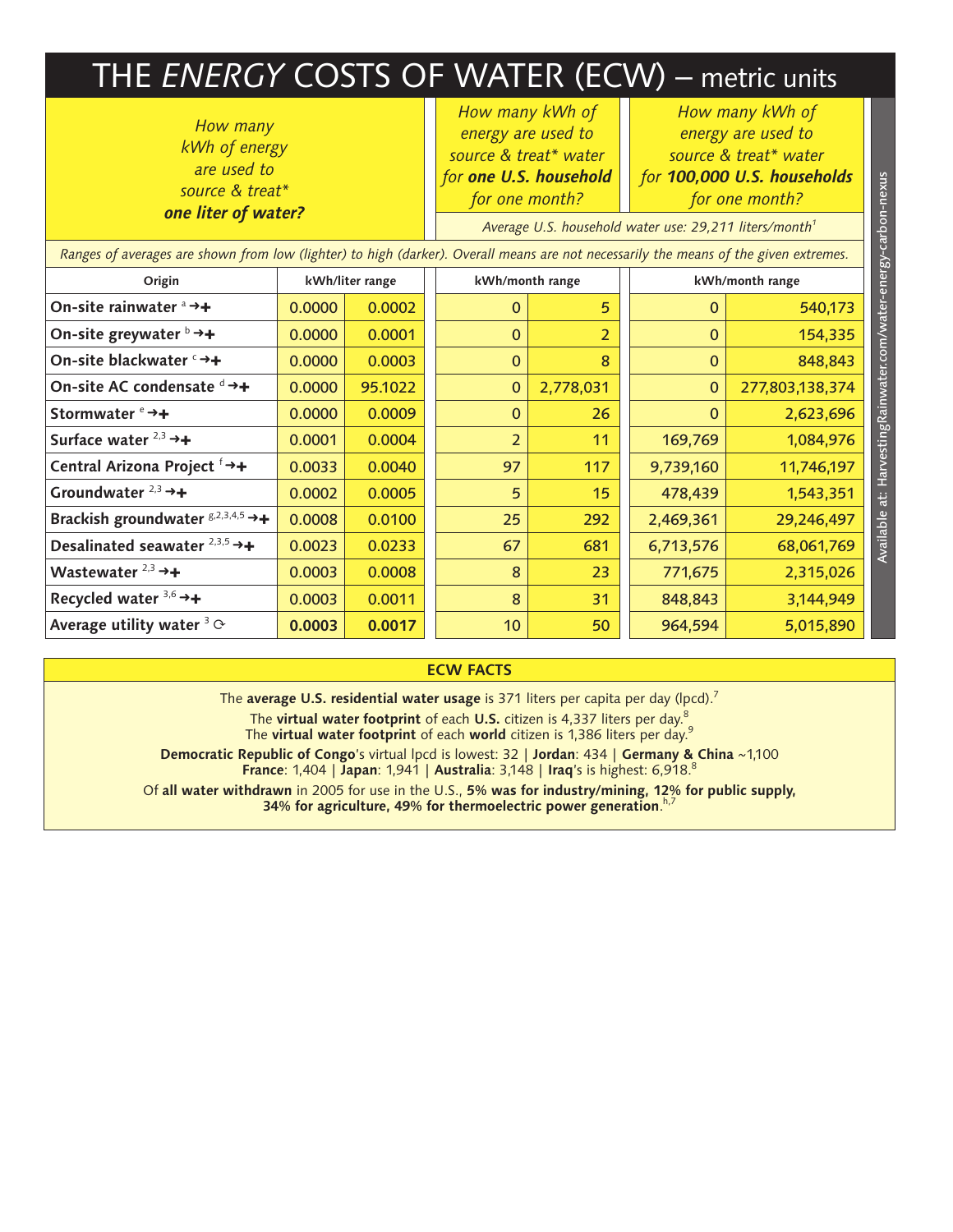# THE *ENERGY* COSTS OF WATER (ECW) – metric units

Available at: HarvestingRainwater.com/water-energy-carbon-nexus

| *How many kWh of energy are used to source & treat\* **one liter of water?*** | | | *How many kWh of energy are used to source & treat\* water for **one U.S. household** for one month?* | | *How many kWh of energy are used to source & treat\* water for **100,000 U.S. households** for one month?* | |
|---|---|---|---|---|---|---|
| | | | *Average U.S. household water use: 29,211 liters/month[1]* | | | |

*Ranges of averages are shown from low (lighter) to high (darker). Overall means are not necessarily the means of the given extremes.*

| Origin | kWh/liter range | | kWh/month range | | kWh/month range | |
|---|---|---|---|---|---|---|
| **On-site rainwater** [a] →+ | 0.0000 | 0.0002 | 0 | 5 | 0 | 540,173 |
| **On-site greywater** [b] →+ | 0.0000 | 0.0001 | 0 | 2 | 0 | 154,335 |
| **On-site blackwater** [c] →+ | 0.0000 | 0.0003 | 0 | 8 | 0 | 848,843 |
| **On-site AC condensate** [d] →+ | 0.0000 | 95.1022 | 0 | 2,778,031 | 0 | 277,803,138,374 |
| **Stormwater** [e] →+ | 0.0000 | 0.0009 | 0 | 26 | 0 | 2,623,696 |
| **Surface water** [2,3] →+ | 0.0001 | 0.0004 | 2 | 11 | 169,769 | 1,084,976 |
| **Central Arizona Project** [f] →+ | 0.0033 | 0.0040 | 97 | 117 | 9,739,160 | 11,746,197 |
| **Groundwater** [2,3] →+ | 0.0002 | 0.0005 | 5 | 15 | 478,439 | 1,543,351 |
| **Brackish groundwater** [g,2,3,4,5] →+ | 0.0008 | 0.0100 | 25 | 292 | 2,469,361 | 29,246,497 |
| **Desalinated seawater** [2,3,5] →+ | 0.0023 | 0.0233 | 67 | 681 | 6,713,576 | 68,061,769 |
| **Wastewater** [2,3] →+ | 0.0003 | 0.0008 | 8 | 23 | 771,675 | 2,315,026 |
| **Recycled water** [3,6] →+ | 0.0003 | 0.0011 | 8 | 31 | 848,843 | 3,144,949 |
| **Average utility water** [3] ⟳ | **0.0003** | **0.0017** | 10 | 50 | 964,594 | 5,015,890 |

## ECW FACTS

The **average U.S. residential water usage** is 371 liters per capita per day (lpcd).[7]

The **virtual water footprint** of each **U.S.** citizen is 4,337 liters per day.[8]
The **virtual water footprint** of each **world** citizen is 1,386 liters per day.[9]

**Democratic Republic of Congo**'s virtual lpcd is lowest: 32 | **Jordan**: 434 | **Germany & China** ~1,100
**France**: 1,404 | **Japan**: 1,941 | **Australia**: 3,148 | **Iraq**'s is highest: 6,918.[8]

Of **all water withdrawn** in 2005 for use in the U.S., **5% was for industry/mining, 12% for public supply, 34% for agriculture, 49% for thermoelectric power generation**.[h,7]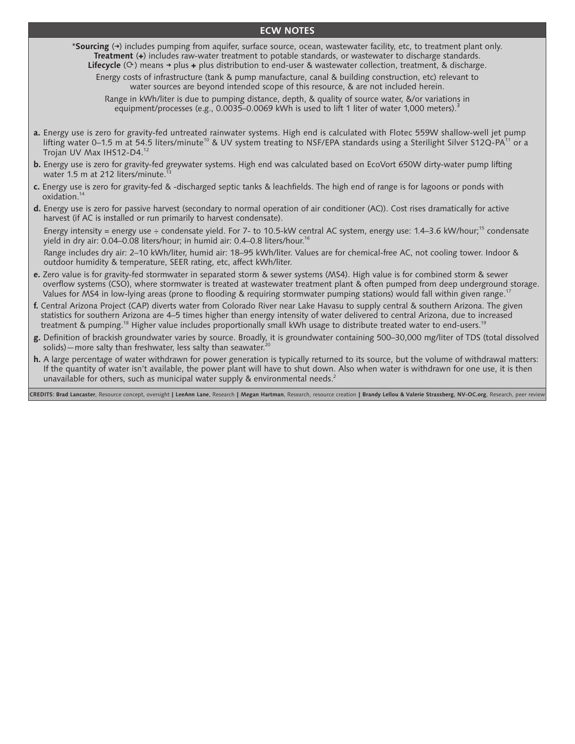## ECW NOTES

*__Sourcing__ (→) includes pumping from aquifer, surface source, ocean, wastewater facility, etc, to treatment plant only.
**Treatment** (+) includes raw-water treatment to potable standards, or wastewater to discharge standards.
**Lifecycle** (⟳) means → plus + plus distribution to end-user & wastewater collection, treatment, & discharge.

Energy costs of infrastructure (tank & pump manufacture, canal & building construction, etc) relevant to water sources are beyond intended scope of this resource, & are not included herein.

Range in kWh/liter is due to pumping distance, depth, & quality of source water, &/or variations in equipment/processes (e.g., 0.0035–0.0069 kWh is used to lift 1 liter of water 1,000 meters).[3]

- **a.** Energy use is zero for gravity-fed untreated rainwater systems. High end is calculated with Flotec 559W shallow-well jet pump lifting water 0–1.5 m at 54.5 liters/minute[10] & UV system treating to NSF/EPA standards using a Sterilight Silver S12Q-PA[11] or a Trojan UV Max IHS12-D4.[12]
- **b.** Energy use is zero for gravity-fed greywater systems. High end was calculated based on EcoVort 650W dirty-water pump lifting water 1.5 m at 212 liters/minute.[13]
- **c.** Energy use is zero for gravity-fed & -discharged septic tanks & leachfields. The high end of range is for lagoons or ponds with oxidation.[14]
- **d.** Energy use is zero for passive harvest (secondary to normal operation of air conditioner (AC)). Cost rises dramatically for active harvest (if AC is installed or run primarily to harvest condensate).

  Energy intensity = energy use ÷ condensate yield. For 7- to 10.5-kW central AC system, energy use: 1.4–3.6 kW/hour;[15] condensate yield in dry air: 0.04–0.08 liters/hour; in humid air: 0.4–0.8 liters/hour.[16]

  Range includes dry air: 2–10 kWh/liter, humid air: 18–95 kWh/liter. Values are for chemical-free AC, not cooling tower. Indoor & outdoor humidity & temperature, SEER rating, etc, affect kWh/liter.
- **e.** Zero value is for gravity-fed stormwater in separated storm & sewer systems (MS4). High value is for combined storm & sewer overflow systems (CSO), where stormwater is treated at wastewater treatment plant & often pumped from deep underground storage. Values for MS4 in low-lying areas (prone to flooding & requiring stormwater pumping stations) would fall within given range.[17]
- **f.** Central Arizona Project (CAP) diverts water from Colorado River near Lake Havasu to supply central & southern Arizona. The given statistics for southern Arizona are 4–5 times higher than energy intensity of water delivered to central Arizona, due to increased treatment & pumping.[18] Higher value includes proportionally small kWh usage to distribute treated water to end-users.[19]
- **g.** Definition of brackish groundwater varies by source. Broadly, it is groundwater containing 500–30,000 mg/liter of TDS (total dissolved solids)—more salty than freshwater, less salty than seawater.[20]
- **h.** A large percentage of water withdrawn for power generation is typically returned to its source, but the volume of withdrawal matters: If the quantity of water isn't available, the power plant will have to shut down. Also when water is withdrawn for one use, it is then unavailable for others, such as municipal water supply & environmental needs.[2]

**CREDITS**: **Brad Lancaster**, Resource concept, oversight | **LeeAnn Lane**, Research | **Megan Hartman**, Research, resource creation | **Brandy Lellou & Valerie Strassberg, NV-OC.org**, Research, peer review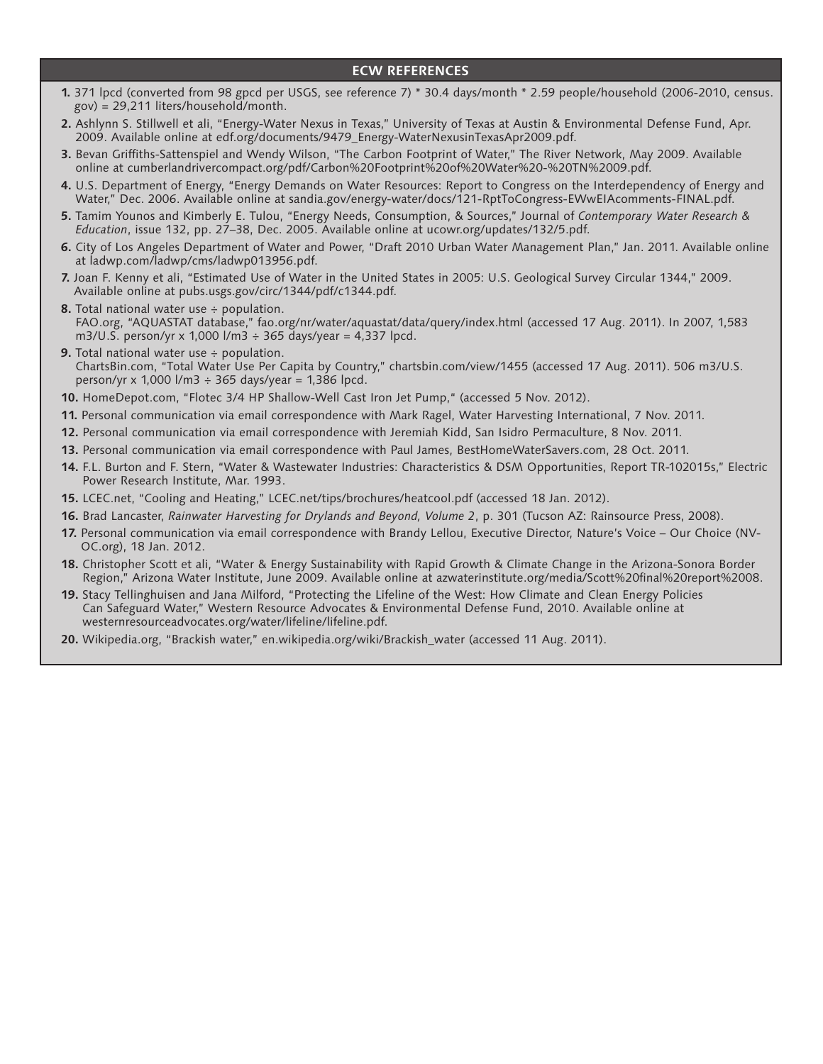## ECW REFERENCES

1. 371 lpcd (converted from 98 gpcd per USGS, see reference 7) * 30.4 days/month * 2.59 people/household (2006-2010, census.gov) = 29,211 liters/household/month.
2. Ashlynn S. Stillwell et ali, "Energy-Water Nexus in Texas," University of Texas at Austin & Environmental Defense Fund, Apr. 2009. Available online at edf.org/documents/9479_Energy-WaterNexusinTexasApr2009.pdf.
3. Bevan Griffiths-Sattenspiel and Wendy Wilson, "The Carbon Footprint of Water," The River Network, May 2009. Available online at cumberlandrivercompact.org/pdf/Carbon%20Footprint%20of%20Water%20-%20TN%2009.pdf.
4. U.S. Department of Energy, "Energy Demands on Water Resources: Report to Congress on the Interdependency of Energy and Water," Dec. 2006. Available online at sandia.gov/energy-water/docs/121-RptToCongress-EWwEIAcomments-FINAL.pdf.
5. Tamim Younos and Kimberly E. Tulou, "Energy Needs, Consumption, & Sources," Journal of *Contemporary Water Research & Education*, issue 132, pp. 27–38, Dec. 2005. Available online at ucowr.org/updates/132/5.pdf.
6. City of Los Angeles Department of Water and Power, "Draft 2010 Urban Water Management Plan," Jan. 2011. Available online at ladwp.com/ladwp/cms/ladwp013956.pdf.
7. Joan F. Kenny et ali, "Estimated Use of Water in the United States in 2005: U.S. Geological Survey Circular 1344," 2009. Available online at pubs.usgs.gov/circ/1344/pdf/c1344.pdf.
8. Total national water use ÷ population.
   FAO.org, "AQUASTAT database," fao.org/nr/water/aquastat/data/query/index.html (accessed 17 Aug. 2011). In 2007, 1,583 m3/U.S. person/yr x 1,000 l/m3 ÷ 365 days/year = 4,337 lpcd.
9. Total national water use ÷ population.
   ChartsBin.com, "Total Water Use Per Capita by Country," chartsbin.com/view/1455 (accessed 17 Aug. 2011). 506 m3/U.S. person/yr x 1,000 l/m3 ÷ 365 days/year = 1,386 lpcd.
10. HomeDepot.com, "Flotec 3/4 HP Shallow-Well Cast Iron Jet Pump," (accessed 5 Nov. 2012).
11. Personal communication via email correspondence with Mark Ragel, Water Harvesting International, 7 Nov. 2011.
12. Personal communication via email correspondence with Jeremiah Kidd, San Isidro Permaculture, 8 Nov. 2011.
13. Personal communication via email correspondence with Paul James, BestHomeWaterSavers.com, 28 Oct. 2011.
14. F.L. Burton and F. Stern, "Water & Wastewater Industries: Characteristics & DSM Opportunities, Report TR-102015s," Electric Power Research Institute, Mar. 1993.
15. LCEC.net, "Cooling and Heating," LCEC.net/tips/brochures/heatcool.pdf (accessed 18 Jan. 2012).
16. Brad Lancaster, *Rainwater Harvesting for Drylands and Beyond, Volume 2*, p. 301 (Tucson AZ: Rainsource Press, 2008).
17. Personal communication via email correspondence with Brandy Lellou, Executive Director, Nature's Voice – Our Choice (NV-OC.org), 18 Jan. 2012.
18. Christopher Scott et ali, "Water & Energy Sustainability with Rapid Growth & Climate Change in the Arizona-Sonora Border Region," Arizona Water Institute, June 2009. Available online at azwaterinstitute.org/media/Scott%20final%20report%2008.
19. Stacy Tellinghuisen and Jana Milford, "Protecting the Lifeline of the West: How Climate and Clean Energy Policies Can Safeguard Water," Western Resource Advocates & Environmental Defense Fund, 2010. Available online at westernresourceadvocates.org/water/lifeline/lifeline.pdf.
20. Wikipedia.org, "Brackish water," en.wikipedia.org/wiki/Brackish_water (accessed 11 Aug. 2011).